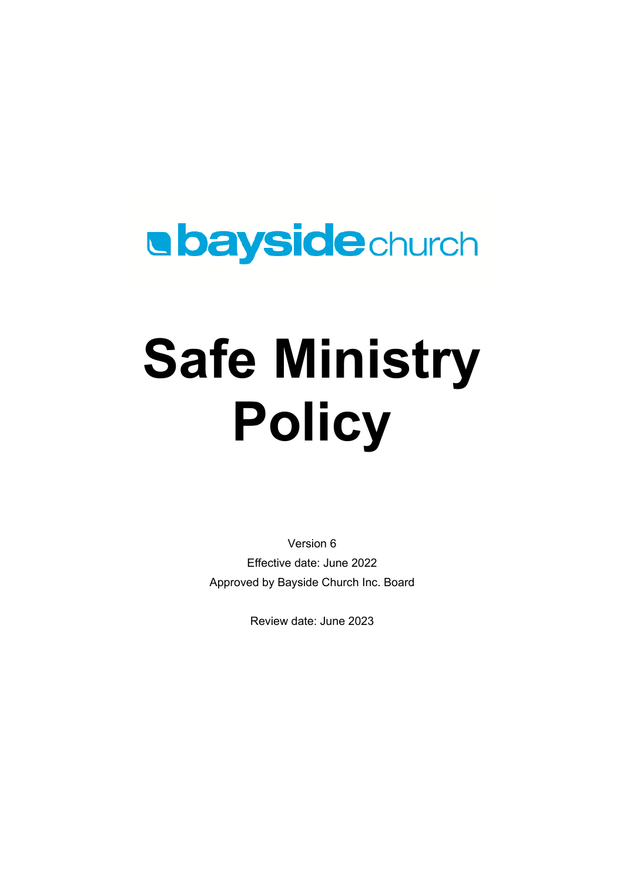bayside church

# Safe Ministry Policy

Version 6

Effective date: June 2022

Approved by Bayside Church Inc. Board

Review date: June 2023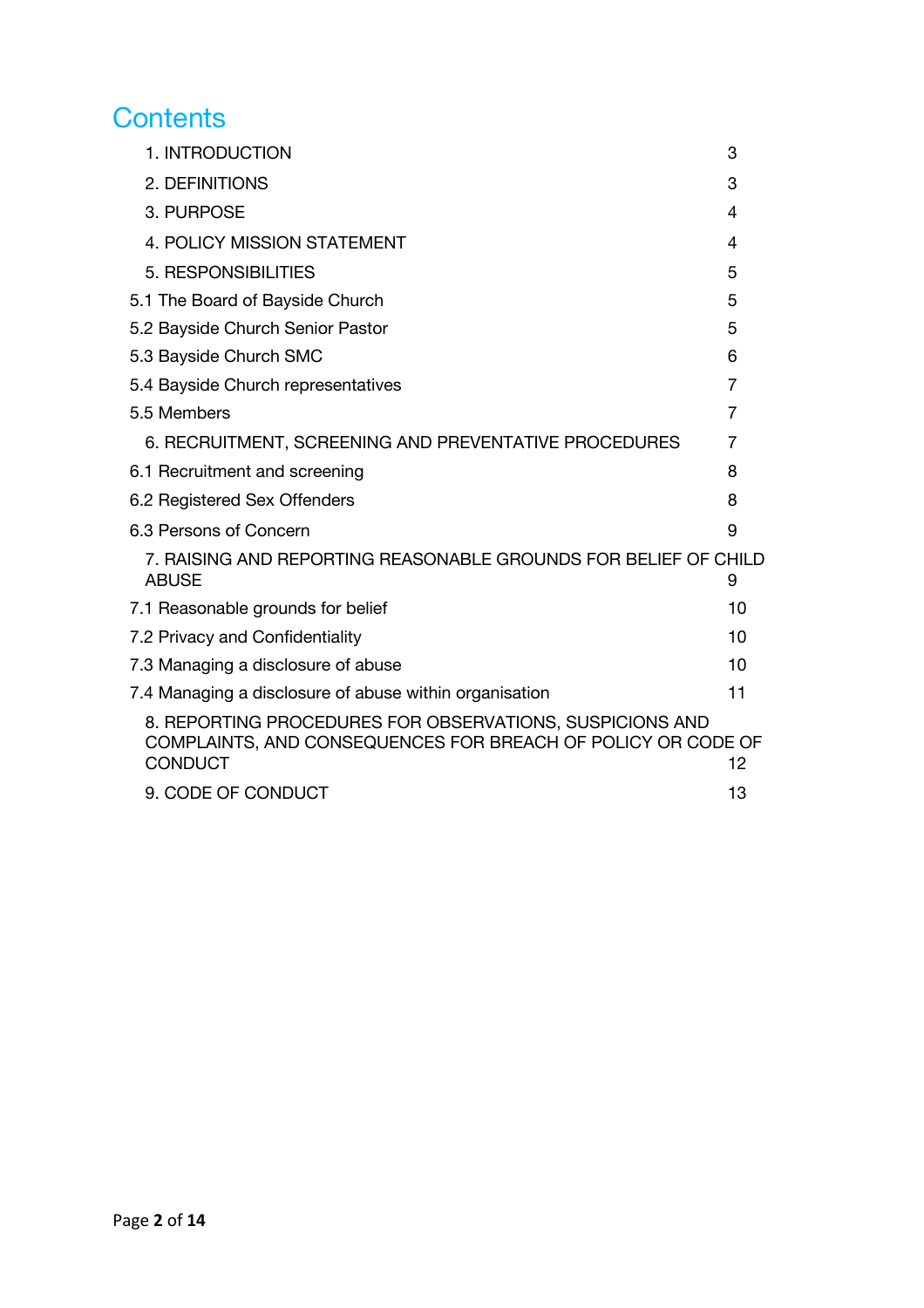# Contents

| | |
|---|---|
| 1. INTRODUCTION | 3 |
| 2. DEFINITIONS | 3 |
| 3. PURPOSE | 4 |
| 4. POLICY MISSION STATEMENT | 4 |
| 5. RESPONSIBILITIES | 5 |
| 5.1 The Board of Bayside Church | 5 |
| 5.2 Bayside Church Senior Pastor | 5 |
| 5.3 Bayside Church SMC | 6 |
| 5.4 Bayside Church representatives | 7 |
| 5.5 Members | 7 |
| 6. RECRUITMENT, SCREENING AND PREVENTATIVE PROCEDURES | 7 |
| 6.1 Recruitment and screening | 8 |
| 6.2 Registered Sex Offenders | 8 |
| 6.3 Persons of Concern | 9 |
| 7. RAISING AND REPORTING REASONABLE GROUNDS FOR BELIEF OF CHILD ABUSE | 9 |
| 7.1 Reasonable grounds for belief | 10 |
| 7.2 Privacy and Confidentiality | 10 |
| 7.3 Managing a disclosure of abuse | 10 |
| 7.4 Managing a disclosure of abuse within organisation | 11 |
| 8. REPORTING PROCEDURES FOR OBSERVATIONS, SUSPICIONS AND COMPLAINTS, AND CONSEQUENCES FOR BREACH OF POLICY OR CODE OF CONDUCT | 12 |
| 9. CODE OF CONDUCT | 13 |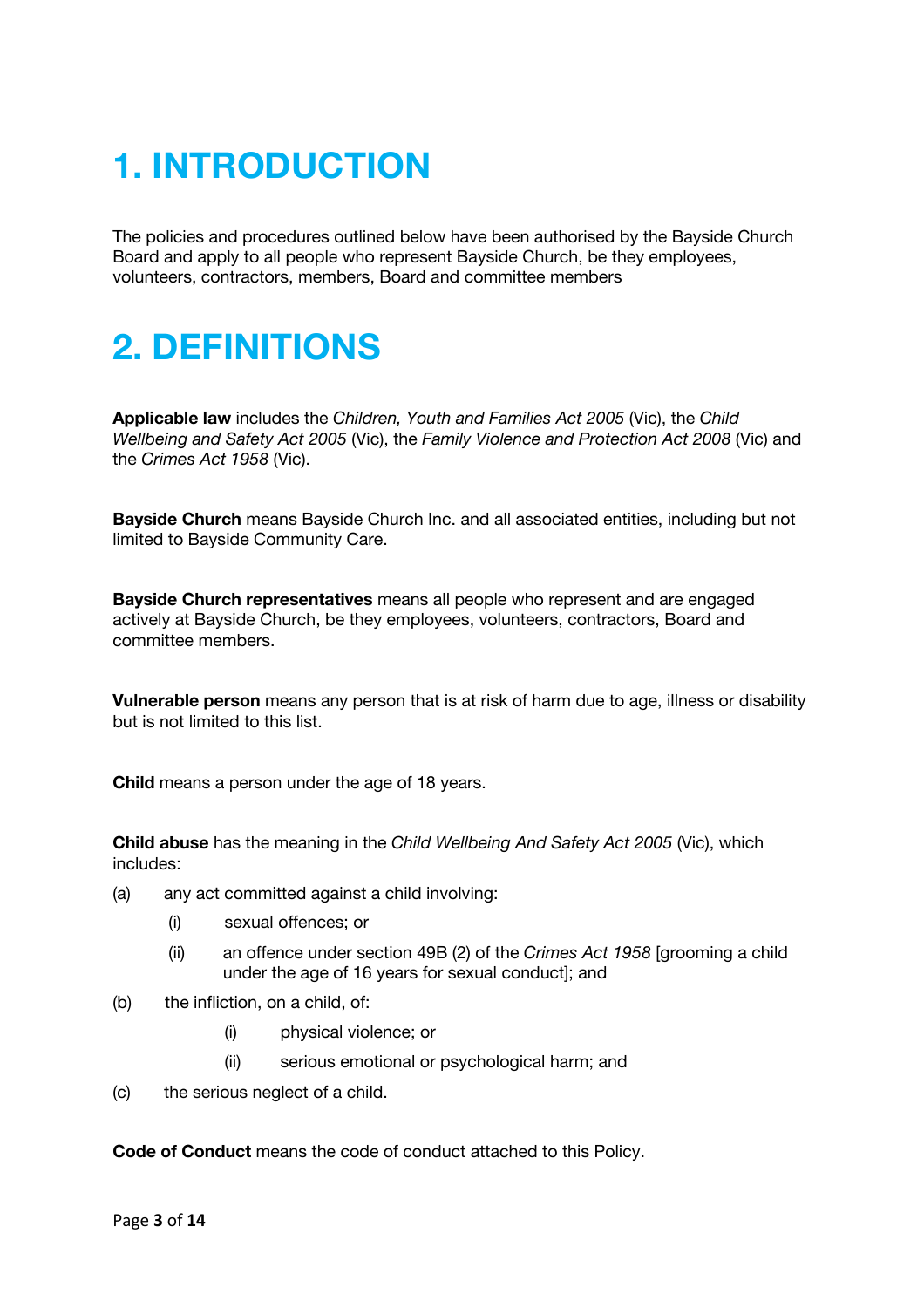# 1. INTRODUCTION

The policies and procedures outlined below have been authorised by the Bayside Church Board and apply to all people who represent Bayside Church, be they employees, volunteers, contractors, members, Board and committee members

# 2. DEFINITIONS

**Applicable law** includes the *Children, Youth and Families Act 2005* (Vic), the *Child Wellbeing and Safety Act 2005* (Vic), the *Family Violence and Protection Act 2008* (Vic) and the *Crimes Act 1958* (Vic).

**Bayside Church** means Bayside Church Inc. and all associated entities, including but not limited to Bayside Community Care.

**Bayside Church representatives** means all people who represent and are engaged actively at Bayside Church, be they employees, volunteers, contractors, Board and committee members.

**Vulnerable person** means any person that is at risk of harm due to age, illness or disability but is not limited to this list.

**Child** means a person under the age of 18 years.

**Child abuse** has the meaning in the *Child Wellbeing And Safety Act 2005* (Vic), which includes:

(a) any act committed against a child involving:

- (i) sexual offences; or
- (ii) an offence under section 49B (2) of the *Crimes Act 1958* [grooming a child under the age of 16 years for sexual conduct]; and

(b) the infliction, on a child, of:

- (i) physical violence; or
- (ii) serious emotional or psychological harm; and

(c) the serious neglect of a child.

**Code of Conduct** means the code of conduct attached to this Policy.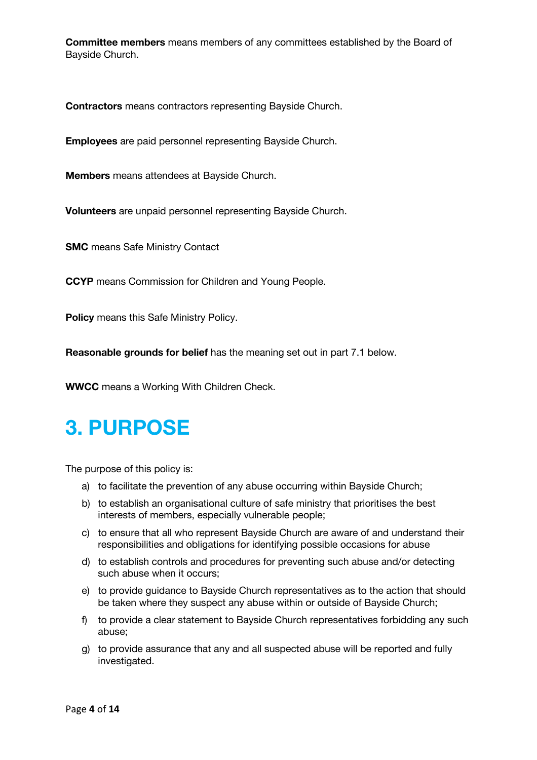**Committee members** means members of any committees established by the Board of Bayside Church.

**Contractors** means contractors representing Bayside Church.

**Employees** are paid personnel representing Bayside Church.

**Members** means attendees at Bayside Church.

**Volunteers** are unpaid personnel representing Bayside Church.

**SMC** means Safe Ministry Contact

**CCYP** means Commission for Children and Young People.

**Policy** means this Safe Ministry Policy.

**Reasonable grounds for belief** has the meaning set out in part 7.1 below.

**WWCC** means a Working With Children Check.

# 3. PURPOSE

The purpose of this policy is:

a) to facilitate the prevention of any abuse occurring within Bayside Church;
b) to establish an organisational culture of safe ministry that prioritises the best interests of members, especially vulnerable people;
c) to ensure that all who represent Bayside Church are aware of and understand their responsibilities and obligations for identifying possible occasions for abuse
d) to establish controls and procedures for preventing such abuse and/or detecting such abuse when it occurs;
e) to provide guidance to Bayside Church representatives as to the action that should be taken where they suspect any abuse within or outside of Bayside Church;
f) to provide a clear statement to Bayside Church representatives forbidding any such abuse;
g) to provide assurance that any and all suspected abuse will be reported and fully investigated.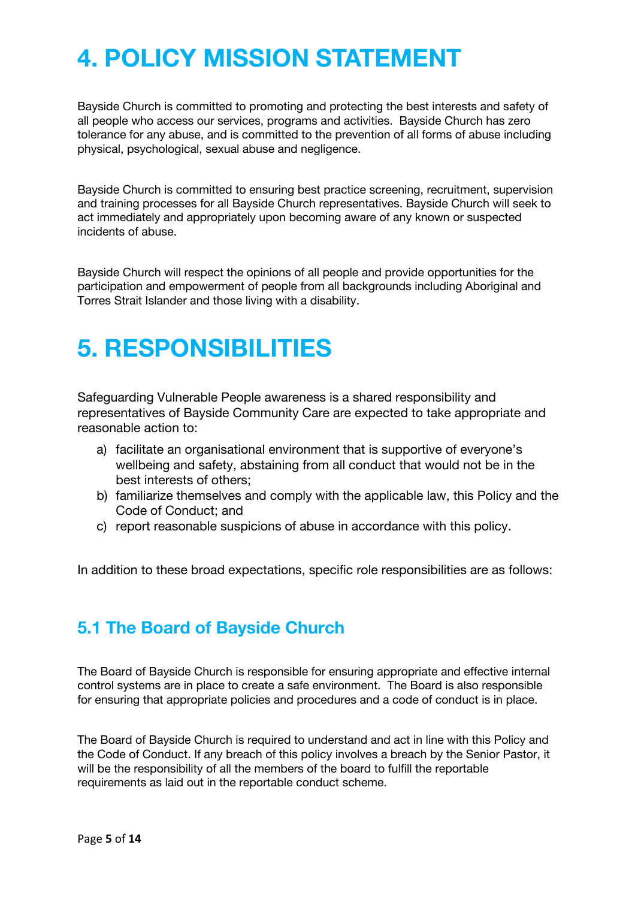# 4. POLICY MISSION STATEMENT

Bayside Church is committed to promoting and protecting the best interests and safety of all people who access our services, programs and activities. Bayside Church has zero tolerance for any abuse, and is committed to the prevention of all forms of abuse including physical, psychological, sexual abuse and negligence.

Bayside Church is committed to ensuring best practice screening, recruitment, supervision and training processes for all Bayside Church representatives. Bayside Church will seek to act immediately and appropriately upon becoming aware of any known or suspected incidents of abuse.

Bayside Church will respect the opinions of all people and provide opportunities for the participation and empowerment of people from all backgrounds including Aboriginal and Torres Strait Islander and those living with a disability.

# 5. RESPONSIBILITIES

Safeguarding Vulnerable People awareness is a shared responsibility and representatives of Bayside Community Care are expected to take appropriate and reasonable action to:

a) facilitate an organisational environment that is supportive of everyone's wellbeing and safety, abstaining from all conduct that would not be in the best interests of others;
b) familiarize themselves and comply with the applicable law, this Policy and the Code of Conduct; and
c) report reasonable suspicions of abuse in accordance with this policy.

In addition to these broad expectations, specific role responsibilities are as follows:

## 5.1 The Board of Bayside Church

The Board of Bayside Church is responsible for ensuring appropriate and effective internal control systems are in place to create a safe environment. The Board is also responsible for ensuring that appropriate policies and procedures and a code of conduct is in place.

The Board of Bayside Church is required to understand and act in line with this Policy and the Code of Conduct. If any breach of this policy involves a breach by the Senior Pastor, it will be the responsibility of all the members of the board to fulfill the reportable requirements as laid out in the reportable conduct scheme.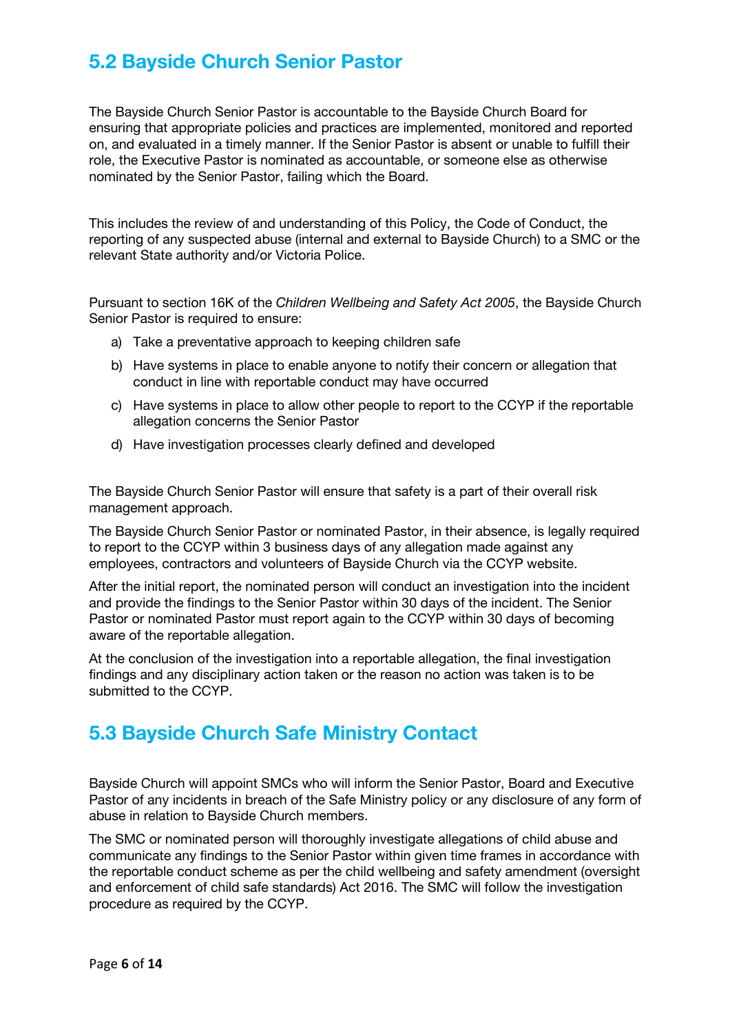## 5.2 Bayside Church Senior Pastor

The Bayside Church Senior Pastor is accountable to the Bayside Church Board for ensuring that appropriate policies and practices are implemented, monitored and reported on, and evaluated in a timely manner. If the Senior Pastor is absent or unable to fulfill their role, the Executive Pastor is nominated as accountable, or someone else as otherwise nominated by the Senior Pastor, failing which the Board.

This includes the review of and understanding of this Policy, the Code of Conduct, the reporting of any suspected abuse (internal and external to Bayside Church) to a SMC or the relevant State authority and/or Victoria Police.

Pursuant to section 16K of the *Children Wellbeing and Safety Act 2005*, the Bayside Church Senior Pastor is required to ensure:

a) Take a preventative approach to keeping children safe
b) Have systems in place to enable anyone to notify their concern or allegation that conduct in line with reportable conduct may have occurred
c) Have systems in place to allow other people to report to the CCYP if the reportable allegation concerns the Senior Pastor
d) Have investigation processes clearly defined and developed

The Bayside Church Senior Pastor will ensure that safety is a part of their overall risk management approach.

The Bayside Church Senior Pastor or nominated Pastor, in their absence, is legally required to report to the CCYP within 3 business days of any allegation made against any employees, contractors and volunteers of Bayside Church via the CCYP website.

After the initial report, the nominated person will conduct an investigation into the incident and provide the findings to the Senior Pastor within 30 days of the incident. The Senior Pastor or nominated Pastor must report again to the CCYP within 30 days of becoming aware of the reportable allegation.

At the conclusion of the investigation into a reportable allegation, the final investigation findings and any disciplinary action taken or the reason no action was taken is to be submitted to the CCYP.

## 5.3 Bayside Church Safe Ministry Contact

Bayside Church will appoint SMCs who will inform the Senior Pastor, Board and Executive Pastor of any incidents in breach of the Safe Ministry policy or any disclosure of any form of abuse in relation to Bayside Church members.

The SMC or nominated person will thoroughly investigate allegations of child abuse and communicate any findings to the Senior Pastor within given time frames in accordance with the reportable conduct scheme as per the child wellbeing and safety amendment (oversight and enforcement of child safe standards) Act 2016. The SMC will follow the investigation procedure as required by the CCYP.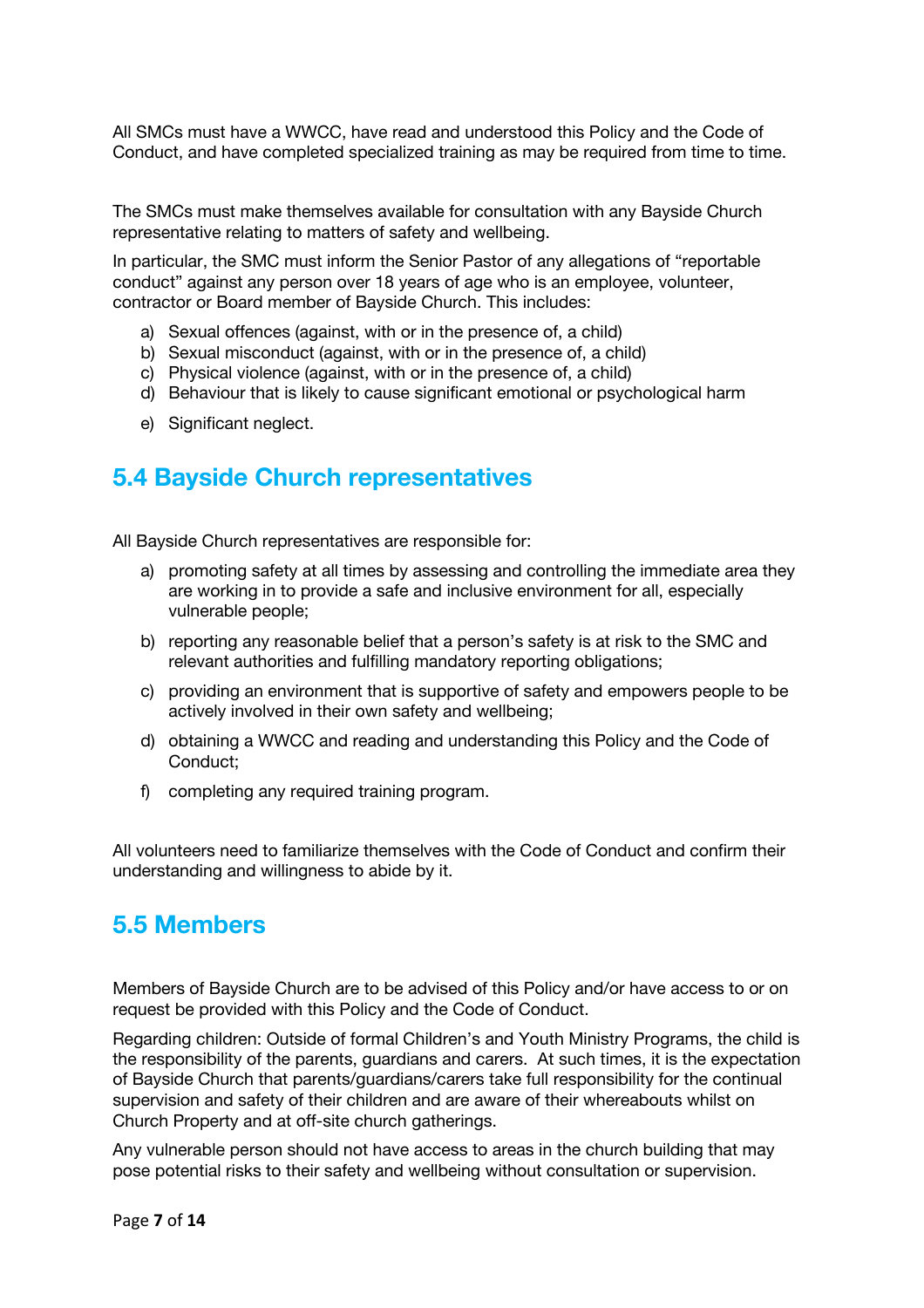All SMCs must have a WWCC, have read and understood this Policy and the Code of Conduct, and have completed specialized training as may be required from time to time.

The SMCs must make themselves available for consultation with any Bayside Church representative relating to matters of safety and wellbeing.

In particular, the SMC must inform the Senior Pastor of any allegations of "reportable conduct" against any person over 18 years of age who is an employee, volunteer, contractor or Board member of Bayside Church. This includes:

a) Sexual offences (against, with or in the presence of, a child)
b) Sexual misconduct (against, with or in the presence of, a child)
c) Physical violence (against, with or in the presence of, a child)
d) Behaviour that is likely to cause significant emotional or psychological harm
e) Significant neglect.

## 5.4 Bayside Church representatives

All Bayside Church representatives are responsible for:

a) promoting safety at all times by assessing and controlling the immediate area they are working in to provide a safe and inclusive environment for all, especially vulnerable people;
b) reporting any reasonable belief that a person's safety is at risk to the SMC and relevant authorities and fulfilling mandatory reporting obligations;
c) providing an environment that is supportive of safety and empowers people to be actively involved in their own safety and wellbeing;
d) obtaining a WWCC and reading and understanding this Policy and the Code of Conduct;
f) completing any required training program.

All volunteers need to familiarize themselves with the Code of Conduct and confirm their understanding and willingness to abide by it.

## 5.5 Members

Members of Bayside Church are to be advised of this Policy and/or have access to or on request be provided with this Policy and the Code of Conduct.

Regarding children: Outside of formal Children's and Youth Ministry Programs, the child is the responsibility of the parents, guardians and carers. At such times, it is the expectation of Bayside Church that parents/guardians/carers take full responsibility for the continual supervision and safety of their children and are aware of their whereabouts whilst on Church Property and at off-site church gatherings.

Any vulnerable person should not have access to areas in the church building that may pose potential risks to their safety and wellbeing without consultation or supervision.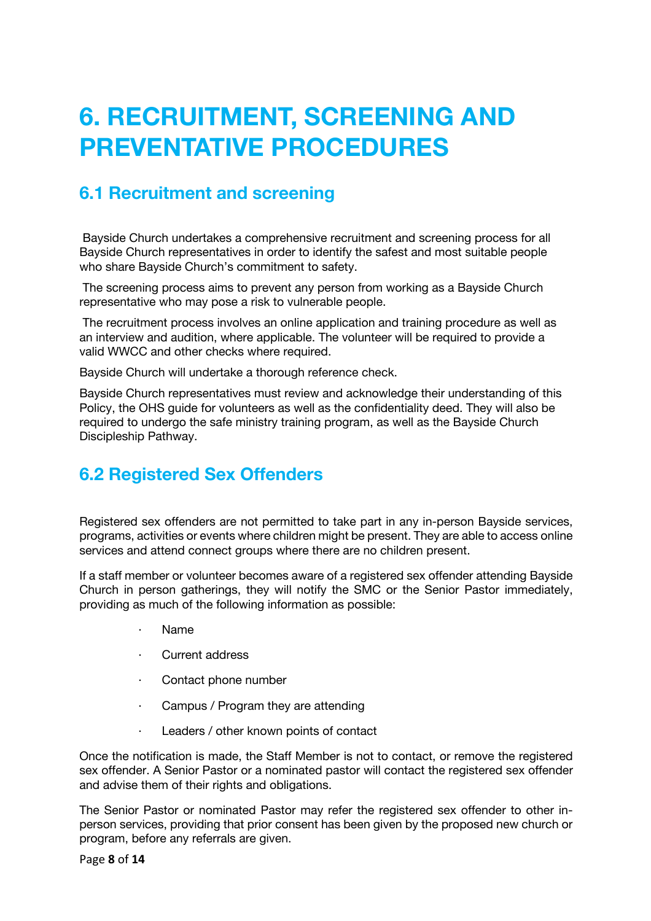# 6. RECRUITMENT, SCREENING AND PREVENTATIVE PROCEDURES

## 6.1 Recruitment and screening

Bayside Church undertakes a comprehensive recruitment and screening process for all Bayside Church representatives in order to identify the safest and most suitable people who share Bayside Church's commitment to safety.

The screening process aims to prevent any person from working as a Bayside Church representative who may pose a risk to vulnerable people.

The recruitment process involves an online application and training procedure as well as an interview and audition, where applicable. The volunteer will be required to provide a valid WWCC and other checks where required.

Bayside Church will undertake a thorough reference check.

Bayside Church representatives must review and acknowledge their understanding of this Policy, the OHS guide for volunteers as well as the confidentiality deed. They will also be required to undergo the safe ministry training program, as well as the Bayside Church Discipleship Pathway.

## 6.2 Registered Sex Offenders

Registered sex offenders are not permitted to take part in any in-person Bayside services, programs, activities or events where children might be present. They are able to access online services and attend connect groups where there are no children present.

If a staff member or volunteer becomes aware of a registered sex offender attending Bayside Church in person gatherings, they will notify the SMC or the Senior Pastor immediately, providing as much of the following information as possible:

- Name
- Current address
- Contact phone number
- Campus / Program they are attending
- Leaders / other known points of contact

Once the notification is made, the Staff Member is not to contact, or remove the registered sex offender. A Senior Pastor or a nominated pastor will contact the registered sex offender and advise them of their rights and obligations.

The Senior Pastor or nominated Pastor may refer the registered sex offender to other in-person services, providing that prior consent has been given by the proposed new church or program, before any referrals are given.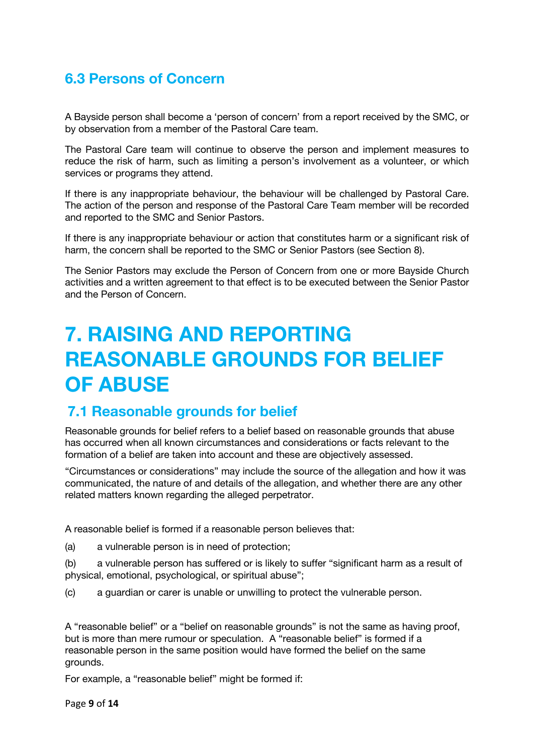### 6.3 Persons of Concern

A Bayside person shall become a 'person of concern' from a report received by the SMC, or by observation from a member of the Pastoral Care team.

The Pastoral Care team will continue to observe the person and implement measures to reduce the risk of harm, such as limiting a person's involvement as a volunteer, or which services or programs they attend.

If there is any inappropriate behaviour, the behaviour will be challenged by Pastoral Care. The action of the person and response of the Pastoral Care Team member will be recorded and reported to the SMC and Senior Pastors.

If there is any inappropriate behaviour or action that constitutes harm or a significant risk of harm, the concern shall be reported to the SMC or Senior Pastors (see Section 8).

The Senior Pastors may exclude the Person of Concern from one or more Bayside Church activities and a written agreement to that effect is to be executed between the Senior Pastor and the Person of Concern.

# 7. RAISING AND REPORTING REASONABLE GROUNDS FOR BELIEF OF ABUSE

## 7.1 Reasonable grounds for belief

Reasonable grounds for belief refers to a belief based on reasonable grounds that abuse has occurred when all known circumstances and considerations or facts relevant to the formation of a belief are taken into account and these are objectively assessed.

"Circumstances or considerations" may include the source of the allegation and how it was communicated, the nature of and details of the allegation, and whether there are any other related matters known regarding the alleged perpetrator.

A reasonable belief is formed if a reasonable person believes that:

(a) a vulnerable person is in need of protection;

(b) a vulnerable person has suffered or is likely to suffer "significant harm as a result of physical, emotional, psychological, or spiritual abuse";

(c) a guardian or carer is unable or unwilling to protect the vulnerable person.

A "reasonable belief" or a "belief on reasonable grounds" is not the same as having proof, but is more than mere rumour or speculation. A "reasonable belief" is formed if a reasonable person in the same position would have formed the belief on the same grounds.

For example, a "reasonable belief" might be formed if: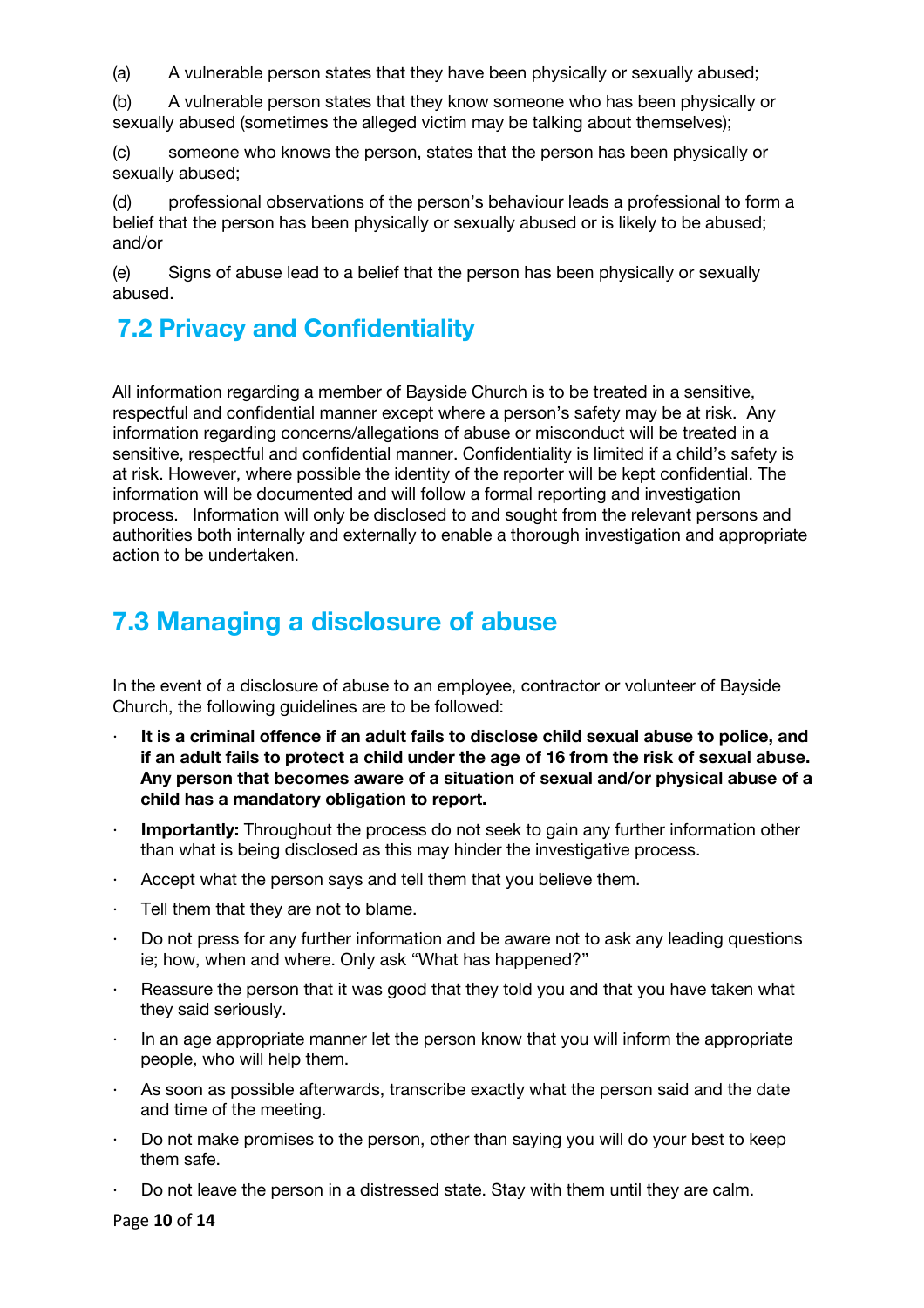(a) A vulnerable person states that they have been physically or sexually abused;

(b) A vulnerable person states that they know someone who has been physically or sexually abused (sometimes the alleged victim may be talking about themselves);

(c) someone who knows the person, states that the person has been physically or sexually abused;

(d) professional observations of the person's behaviour leads a professional to form a belief that the person has been physically or sexually abused or is likely to be abused; and/or

(e) Signs of abuse lead to a belief that the person has been physically or sexually abused.

## 7.2 Privacy and Confidentiality

All information regarding a member of Bayside Church is to be treated in a sensitive, respectful and confidential manner except where a person's safety may be at risk. Any information regarding concerns/allegations of abuse or misconduct will be treated in a sensitive, respectful and confidential manner. Confidentiality is limited if a child's safety is at risk. However, where possible the identity of the reporter will be kept confidential. The information will be documented and will follow a formal reporting and investigation process. Information will only be disclosed to and sought from the relevant persons and authorities both internally and externally to enable a thorough investigation and appropriate action to be undertaken.

## 7.3 Managing a disclosure of abuse

In the event of a disclosure of abuse to an employee, contractor or volunteer of Bayside Church, the following guidelines are to be followed:

- **It is a criminal offence if an adult fails to disclose child sexual abuse to police, and if an adult fails to protect a child under the age of 16 from the risk of sexual abuse. Any person that becomes aware of a situation of sexual and/or physical abuse of a child has a mandatory obligation to report.**
- **Importantly:** Throughout the process do not seek to gain any further information other than what is being disclosed as this may hinder the investigative process.
- Accept what the person says and tell them that you believe them.
- Tell them that they are not to blame.
- Do not press for any further information and be aware not to ask any leading questions ie; how, when and where. Only ask "What has happened?"
- Reassure the person that it was good that they told you and that you have taken what they said seriously.
- In an age appropriate manner let the person know that you will inform the appropriate people, who will help them.
- As soon as possible afterwards, transcribe exactly what the person said and the date and time of the meeting.
- Do not make promises to the person, other than saying you will do your best to keep them safe.
- Do not leave the person in a distressed state. Stay with them until they are calm.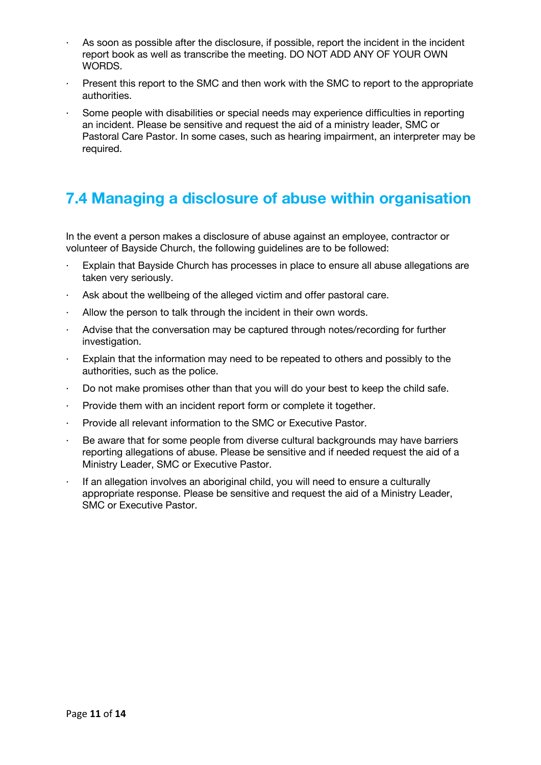- As soon as possible after the disclosure, if possible, report the incident in the incident report book as well as transcribe the meeting. DO NOT ADD ANY OF YOUR OWN WORDS.
- Present this report to the SMC and then work with the SMC to report to the appropriate authorities.
- Some people with disabilities or special needs may experience difficulties in reporting an incident. Please be sensitive and request the aid of a ministry leader, SMC or Pastoral Care Pastor. In some cases, such as hearing impairment, an interpreter may be required.

## 7.4 Managing a disclosure of abuse within organisation

In the event a person makes a disclosure of abuse against an employee, contractor or volunteer of Bayside Church, the following guidelines are to be followed:

- Explain that Bayside Church has processes in place to ensure all abuse allegations are taken very seriously.
- Ask about the wellbeing of the alleged victim and offer pastoral care.
- Allow the person to talk through the incident in their own words.
- Advise that the conversation may be captured through notes/recording for further investigation.
- Explain that the information may need to be repeated to others and possibly to the authorities, such as the police.
- Do not make promises other than that you will do your best to keep the child safe.
- Provide them with an incident report form or complete it together.
- Provide all relevant information to the SMC or Executive Pastor.
- Be aware that for some people from diverse cultural backgrounds may have barriers reporting allegations of abuse. Please be sensitive and if needed request the aid of a Ministry Leader, SMC or Executive Pastor.
- If an allegation involves an aboriginal child, you will need to ensure a culturally appropriate response. Please be sensitive and request the aid of a Ministry Leader, SMC or Executive Pastor.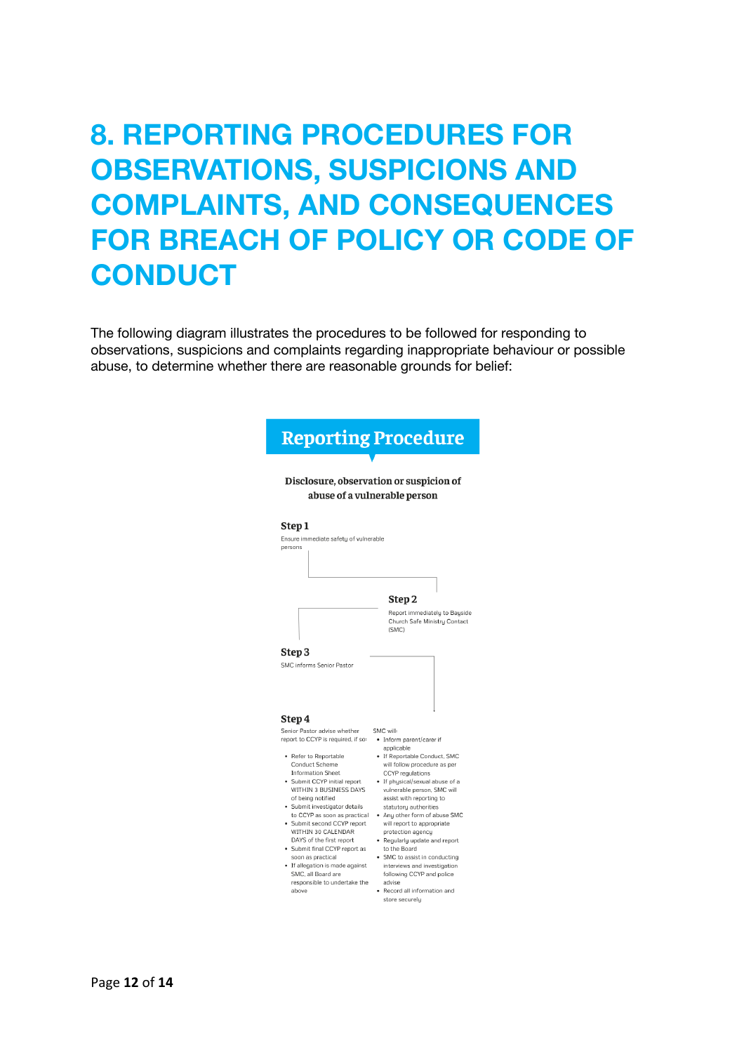# 8. REPORTING PROCEDURES FOR OBSERVATIONS, SUSPICIONS AND COMPLAINTS, AND CONSEQUENCES FOR BREACH OF POLICY OR CODE OF CONDUCT

The following diagram illustrates the procedures to be followed for responding to observations, suspicions and complaints regarding inappropriate behaviour or possible abuse, to determine whether there are reasonable grounds for belief:

## Reporting Procedure

**Disclosure, observation or suspicion of abuse of a vulnerable person**

**Step 1**

Ensure immediate safety of vulnerable persons

**Step 2**

Report immediately to Bayside Church Safe Ministry Contact (SMC)

**Step 3**

SMC informs Senior Pastor

**Step 4**

Senior Pastor advise whether report to CCYP is required, if so:

- Refer to Reportable Conduct Scheme Information Sheet
- Submit CCYP initial report WITHIN 3 BUSINESS DAYS of being notified
- Submit investigator details to CCYP as soon as practical
- Submit second CCYP report WITHIN 30 CALENDAR DAYS of the first report
- Submit final CCYP report as soon as practical
- If allegation is made against SMC, all Board are responsible to undertake the above

SMC will:

- Inform parent/carer if applicable
- If Reportable Conduct, SMC will follow procedure as per CCYP regulations
- If physical/sexual abuse of a vulnerable person, SMC will assist with reporting to statutory authorities
- Any other form of abuse SMC will report to appropriate protection agency
- Regularly update and report to the Board
- SMC to assist in conducting interviews and investigation following CCYP and police advise
- Record all information and store securely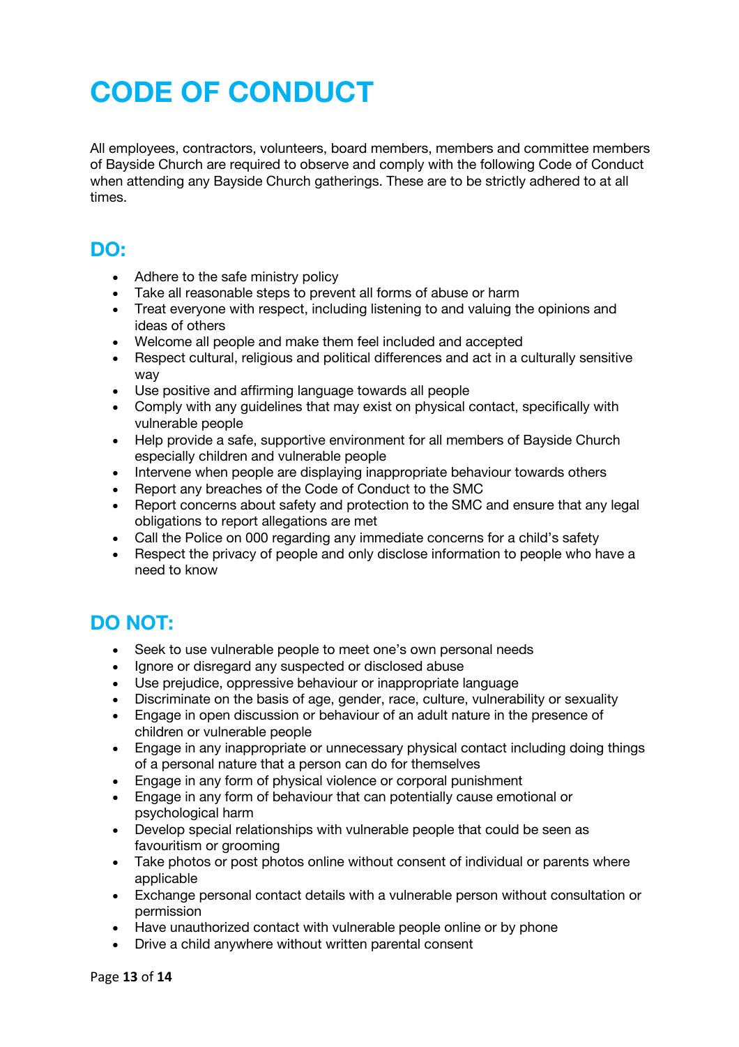# CODE OF CONDUCT

All employees, contractors, volunteers, board members, members and committee members of Bayside Church are required to observe and comply with the following Code of Conduct when attending any Bayside Church gatherings. These are to be strictly adhered to at all times.

## DO:

- Adhere to the safe ministry policy
- Take all reasonable steps to prevent all forms of abuse or harm
- Treat everyone with respect, including listening to and valuing the opinions and ideas of others
- Welcome all people and make them feel included and accepted
- Respect cultural, religious and political differences and act in a culturally sensitive way
- Use positive and affirming language towards all people
- Comply with any guidelines that may exist on physical contact, specifically with vulnerable people
- Help provide a safe, supportive environment for all members of Bayside Church especially children and vulnerable people
- Intervene when people are displaying inappropriate behaviour towards others
- Report any breaches of the Code of Conduct to the SMC
- Report concerns about safety and protection to the SMC and ensure that any legal obligations to report allegations are met
- Call the Police on 000 regarding any immediate concerns for a child's safety
- Respect the privacy of people and only disclose information to people who have a need to know

## DO NOT:

- Seek to use vulnerable people to meet one's own personal needs
- Ignore or disregard any suspected or disclosed abuse
- Use prejudice, oppressive behaviour or inappropriate language
- Discriminate on the basis of age, gender, race, culture, vulnerability or sexuality
- Engage in open discussion or behaviour of an adult nature in the presence of children or vulnerable people
- Engage in any inappropriate or unnecessary physical contact including doing things of a personal nature that a person can do for themselves
- Engage in any form of physical violence or corporal punishment
- Engage in any form of behaviour that can potentially cause emotional or psychological harm
- Develop special relationships with vulnerable people that could be seen as favouritism or grooming
- Take photos or post photos online without consent of individual or parents where applicable
- Exchange personal contact details with a vulnerable person without consultation or permission
- Have unauthorized contact with vulnerable people online or by phone
- Drive a child anywhere without written parental consent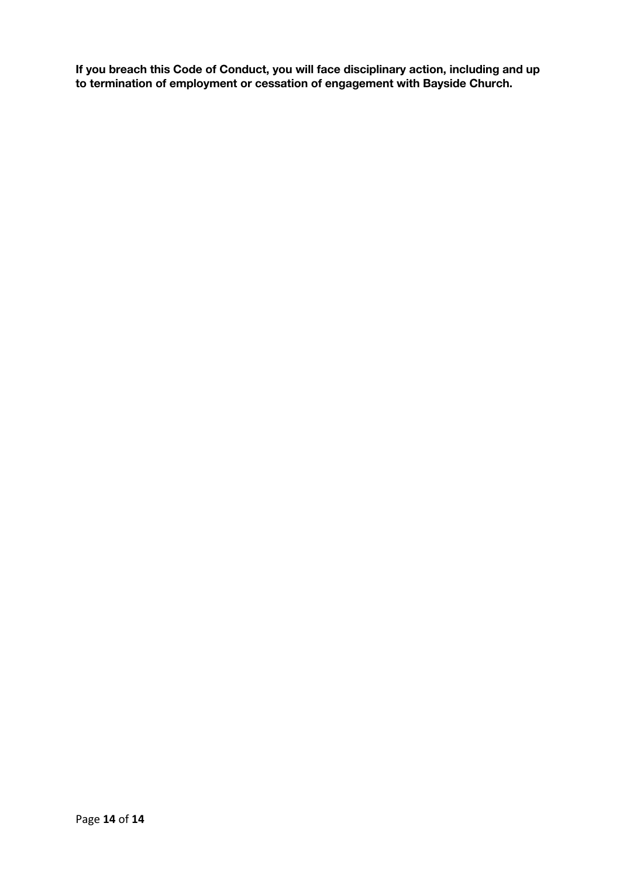**If you breach this Code of Conduct, you will face disciplinary action, including and up to termination of employment or cessation of engagement with Bayside Church.**